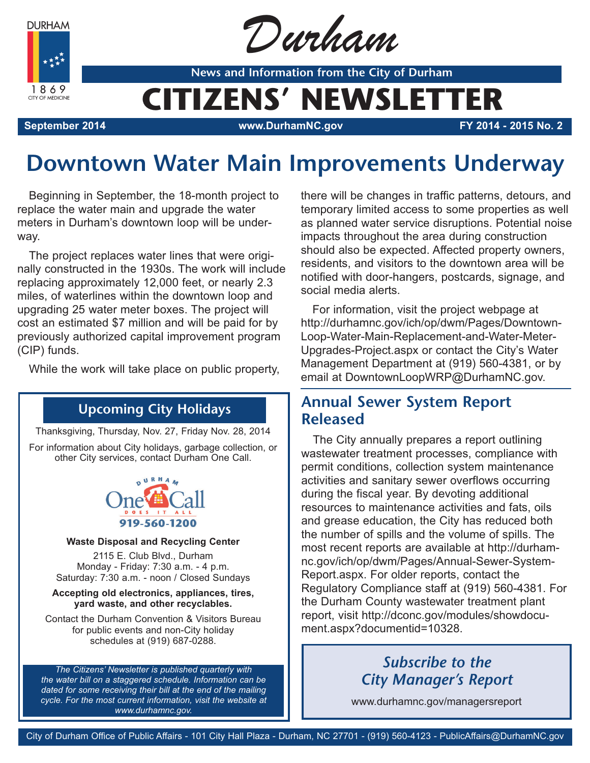# Durham

**News and Information from the City of Durham**

# CITIZENS' NEWSLETTER

**September 2014** | **www.DurhamNC.gov** | **FY 2014 - 2015 No. 2**

## Downtown Water Main Improvements Underway

Beginning in September, the 18-month project to replace the water main and upgrade the water meters in Durham's downtown loop will be underway.

The project replaces water lines that were originally constructed in the 1930s. The work will include replacing approximately 12,000 feet, or nearly 2.3 miles, of waterlines within the downtown loop and upgrading 25 water meter boxes. The project will cost an estimated $7 million and will be paid for by previously authorized capital improvement program (CIP) funds.

While the work will take place on public property, there will be changes in traffic patterns, detours, and temporary limited access to some properties as well as planned water service disruptions. Potential noise impacts throughout the area during construction should also be expected. Affected property owners, residents, and visitors to the downtown area will be notified with door-hangers, postcards, signage, and social media alerts.

For information, visit the project webpage at http://durhamnc.gov/ich/op/dwm/Pages/Downtown-Loop-Water-Main-Replacement-and-Water-Meter-Upgrades-Project.aspx or contact the City's Water Management Department at (919) 560-4381, or by email at DowntownLoopWRP@DurhamNC.gov.

### Upcoming City Holidays

Thanksgiving, Thursday, Nov. 27, Friday Nov. 28, 2014

For information about City holidays, garbage collection, or other City services, contact Durham One Call.

Durham One Call — Does It All — 919-560-1200

**Waste Disposal and Recycling Center**

2115 E. Club Blvd., Durham
Monday - Friday: 7:30 a.m. - 4 p.m.
Saturday: 7:30 a.m. - noon / Closed Sundays

**Accepting old electronics, appliances, tires, yard waste, and other recyclables.**

Contact the Durham Convention & Visitors Bureau for public events and non-City holiday schedules at (919) 687-0288.

*The Citizens' Newsletter is published quarterly with the water bill on a staggered schedule. Information can be dated for some receiving their bill at the end of the mailing cycle. For the most current information, visit the website at www.durhamnc.gov.*

## Annual Sewer System Report Released

The City annually prepares a report outlining wastewater treatment processes, compliance with permit conditions, collection system maintenance activities and sanitary sewer overflows occurring during the fiscal year. By devoting additional resources to maintenance activities and fats, oils and grease education, the City has reduced both the number of spills and the volume of spills. The most recent reports are available at http://durhamnc.gov/ich/op/dwm/Pages/Annual-Sewer-System-Report.aspx. For older reports, contact the Regulatory Compliance staff at (919) 560-4381. For the Durham County wastewater treatment plant report, visit http://dconc.gov/modules/showdocument.aspx?documentid=10328.

### *Subscribe to the City Manager's Report*

www.durhamnc.gov/managersreport

City of Durham Office of Public Affairs - 101 City Hall Plaza - Durham, NC 27701 - (919) 560-4123 - PublicAffairs@DurhamNC.gov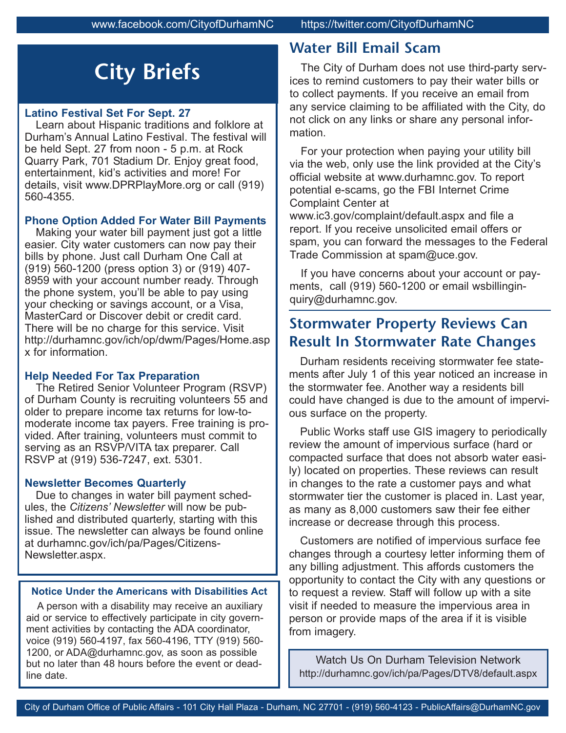www.facebook.com/CityofDurhamNC https://twitter.com/CityofDurhamNC

# City Briefs

### Latino Festival Set For Sept. 27

Learn about Hispanic traditions and folklore at Durham's Annual Latino Festival. The festival will be held Sept. 27 from noon - 5 p.m. at Rock Quarry Park, 701 Stadium Dr. Enjoy great food, entertainment, kid's activities and more! For details, visit www.DPRPlayMore.org or call (919) 560-4355.

### Phone Option Added For Water Bill Payments

Making your water bill payment just got a little easier. City water customers can now pay their bills by phone. Just call Durham One Call at (919) 560-1200 (press option 3) or (919) 407-8959 with your account number ready. Through the phone system, you'll be able to pay using your checking or savings account, or a Visa, MasterCard or Discover debit or credit card. There will be no charge for this service. Visit http://durhamnc.gov/ich/op/dwm/Pages/Home.aspx for information.

### Help Needed For Tax Preparation

The Retired Senior Volunteer Program (RSVP) of Durham County is recruiting volunteers 55 and older to prepare income tax returns for low-to-moderate income tax payers. Free training is provided. After training, volunteers must commit to serving as an RSVP/VITA tax preparer. Call RSVP at (919) 536-7247, ext. 5301.

### Newsletter Becomes Quarterly

Due to changes in water bill payment schedules, the *Citizens' Newsletter* will now be published and distributed quarterly, starting with this issue. The newsletter can always be found online at durhamnc.gov/ich/pa/Pages/Citizens-Newsletter.aspx.

**Notice Under the Americans with Disabilities Act**

A person with a disability may receive an auxiliary aid or service to effectively participate in city government activities by contacting the ADA coordinator, voice (919) 560-4197, fax 560-4196, TTY (919) 560-1200, or ADA@durhamnc.gov, as soon as possible but no later than 48 hours before the event or deadline date.

## Water Bill Email Scam

The City of Durham does not use third-party services to remind customers to pay their water bills or to collect payments. If you receive an email from any service claiming to be affiliated with the City, do not click on any links or share any personal information.

For your protection when paying your utility bill via the web, only use the link provided at the City's official website at www.durhamnc.gov. To report potential e-scams, go the FBI Internet Crime Complaint Center at www.ic3.gov/complaint/default.aspx and file a report. If you receive unsolicited email offers or spam, you can forward the messages to the Federal Trade Commission at spam@uce.gov.

If you have concerns about your account or payments, call (919) 560-1200 or email wsbillinginquiry@durhamnc.gov.

## Stormwater Property Reviews Can Result In Stormwater Rate Changes

Durham residents receiving stormwater fee statements after July 1 of this year noticed an increase in the stormwater fee. Another way a residents bill could have changed is due to the amount of impervious surface on the property.

Public Works staff use GIS imagery to periodically review the amount of impervious surface (hard or compacted surface that does not absorb water easily) located on properties. These reviews can result in changes to the rate a customer pays and what stormwater tier the customer is placed in. Last year, as many as 8,000 customers saw their fee either increase or decrease through this process.

Customers are notified of impervious surface fee changes through a courtesy letter informing them of any billing adjustment. This affords customers the opportunity to contact the City with any questions or to request a review. Staff will follow up with a site visit if needed to measure the impervious area in person or provide maps of the area if it is visible from imagery.

Watch Us On Durham Television Network
http://durhamnc.gov/ich/pa/Pages/DTV8/default.aspx

City of Durham Office of Public Affairs - 101 City Hall Plaza - Durham, NC 27701 - (919) 560-4123 - PublicAffairs@DurhamNC.gov